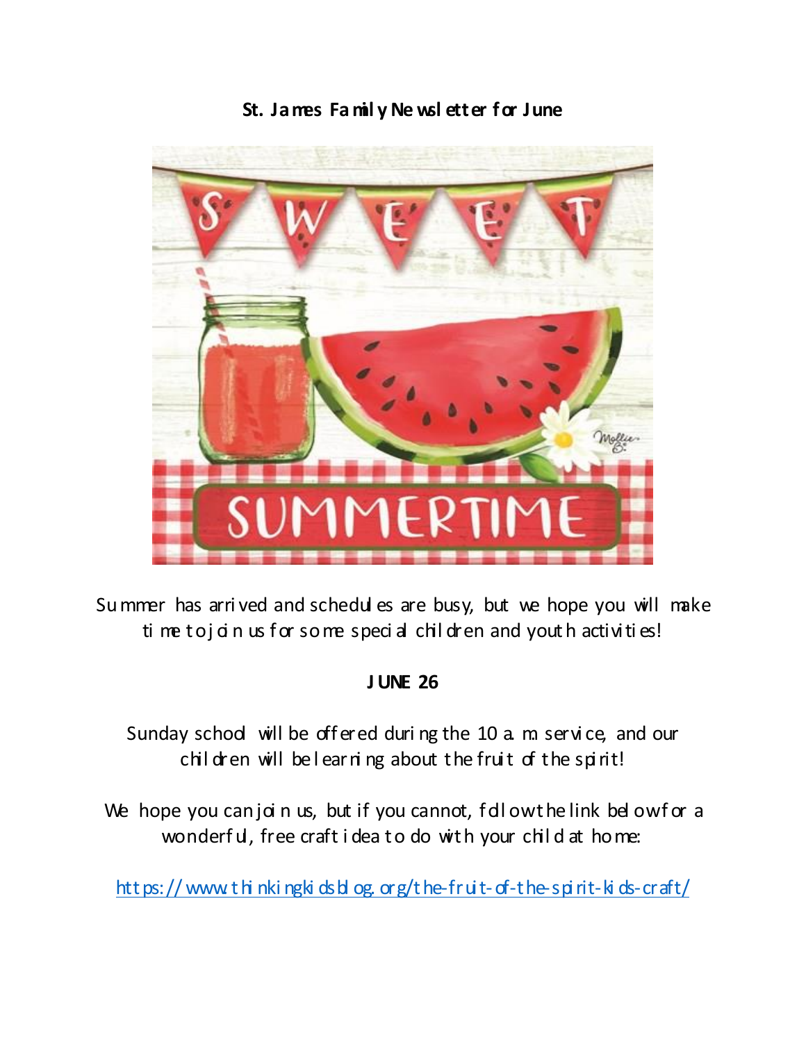**St. James Family Newsletter for June**

Summer has arrived and schedules are busy, but we hope you will make time to join us for some special children and youth activities!

**JUNE 26**

Sunday school will be offered during the 10 a. m. service, and our children will be learning about the fruit of the spirit!

We hope you can join us, but if you cannot, follow the link below for a wonderful, free craft idea to do with your child at home:

https://www.thinkingkidsblog.org/the-fruit-of-the-spirit-kids-craft/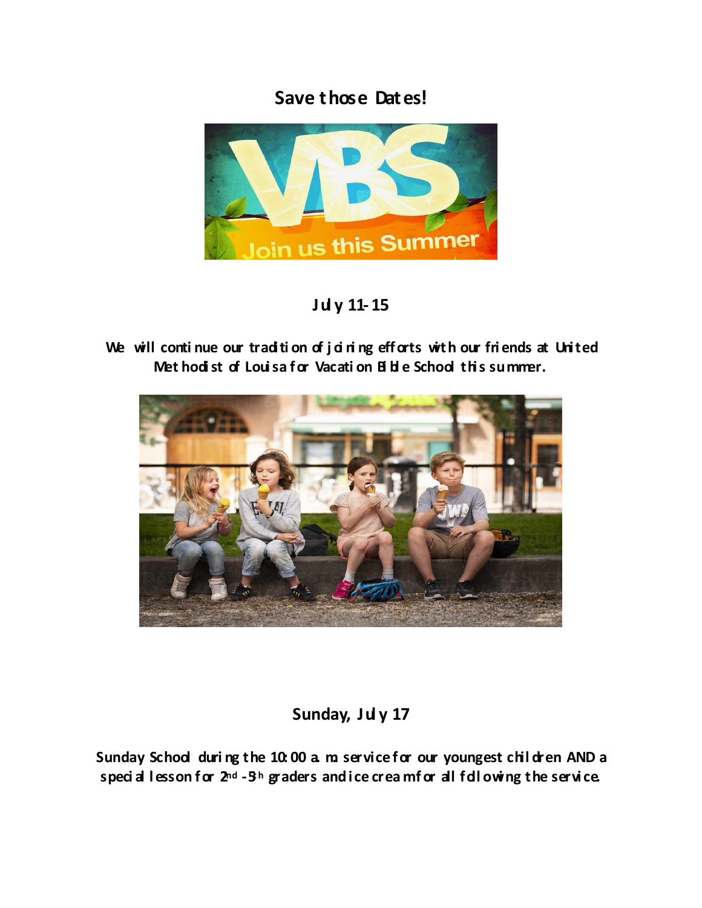## Save those Dates!

## July 11-15

**We will continue our tradition of joining efforts with our friends at United Methodist of Louisa for Vacation Bible School this summer.**

## Sunday, July 17

**Sunday School during the 10:00 a.m. service for our youngest children AND a special lesson for 2nd - 5th graders and ice cream for all following the service.**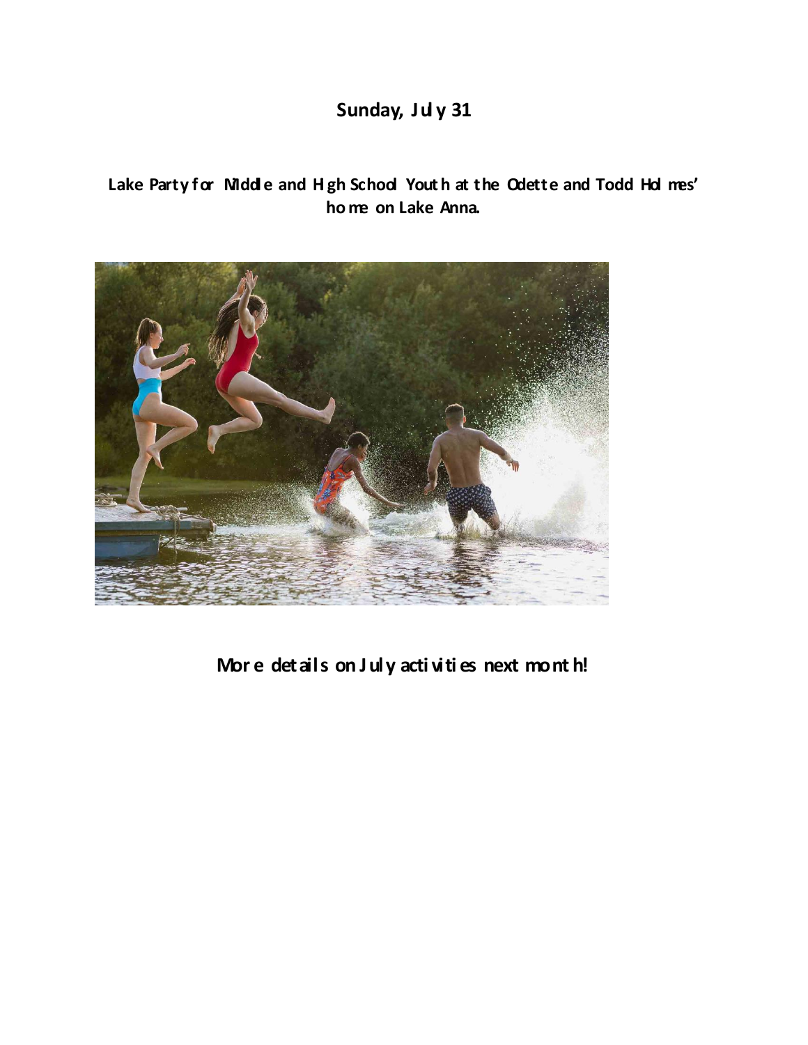**Sunday, July 31**

**Lake Party for Middle and High School Youth at the Odette and Todd Holmes' home on Lake Anna.**

**More details on July activities next month!**